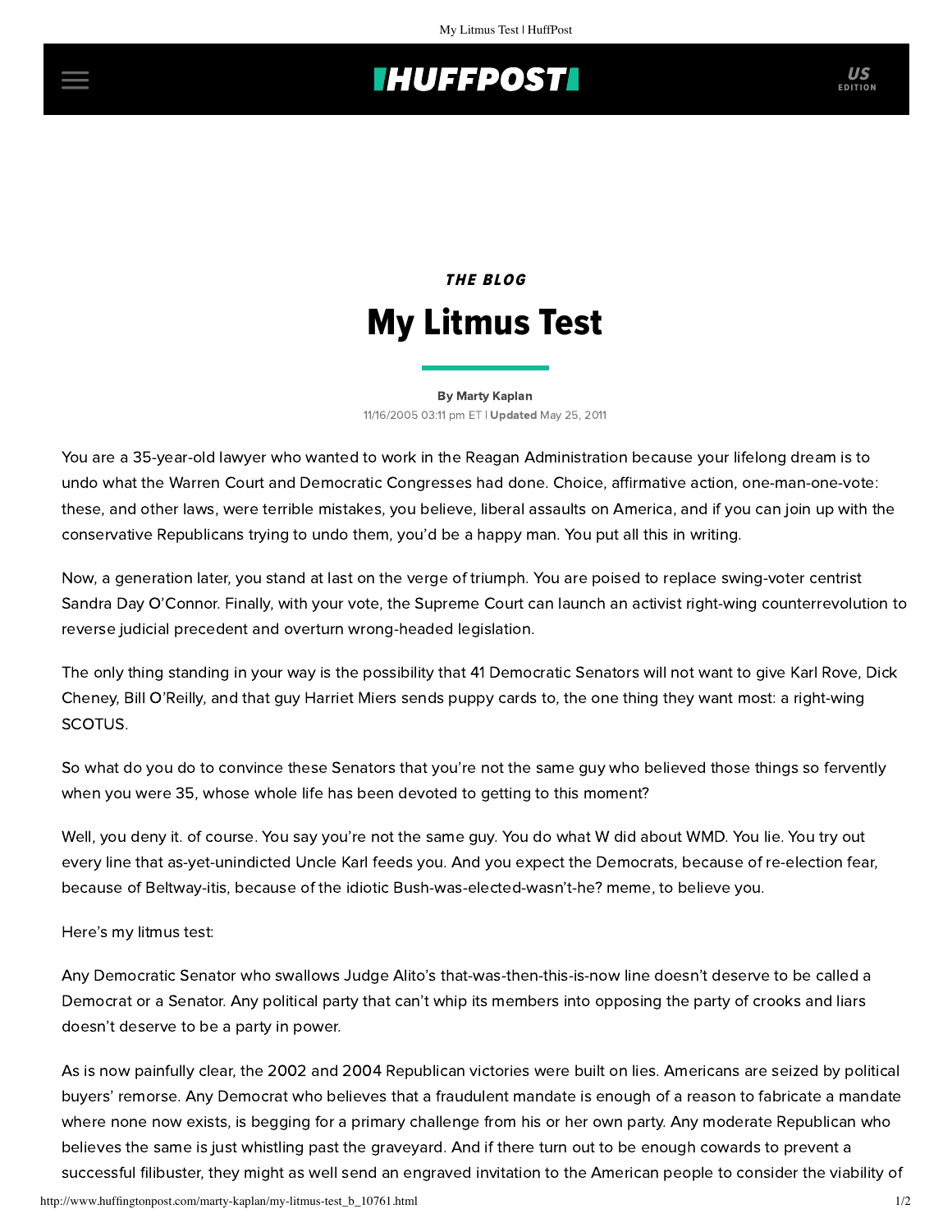THE BLOG

# My Litmus Test

By Marty Kaplan

11/16/2005 03:11 pm ET | **Updated** May 25, 2011

You are a 35-year-old lawyer who wanted to work in the Reagan Administration because your lifelong dream is to undo what the Warren Court and Democratic Congresses had done. Choice, affirmative action, one-man-one-vote: these, and other laws, were terrible mistakes, you believe, liberal assaults on America, and if you can join up with the conservative Republicans trying to undo them, you'd be a happy man. You put all this in writing.

Now, a generation later, you stand at last on the verge of triumph. You are poised to replace swing-voter centrist Sandra Day O'Connor. Finally, with your vote, the Supreme Court can launch an activist right-wing counterrevolution to reverse judicial precedent and overturn wrong-headed legislation.

The only thing standing in your way is the possibility that 41 Democratic Senators will not want to give Karl Rove, Dick Cheney, Bill O'Reilly, and that guy Harriet Miers sends puppy cards to, the one thing they want most: a right-wing SCOTUS.

So what do you do to convince these Senators that you're not the same guy who believed those things so fervently when you were 35, whose whole life has been devoted to getting to this moment?

Well, you deny it. of course. You say you're not the same guy. You do what W did about WMD. You lie. You try out every line that as-yet-unindicted Uncle Karl feeds you. And you expect the Democrats, because of re-election fear, because of Beltway-itis, because of the idiotic Bush-was-elected-wasn't-he? meme, to believe you.

Here's my litmus test:

Any Democratic Senator who swallows Judge Alito's that-was-then-this-is-now line doesn't deserve to be called a Democrat or a Senator. Any political party that can't whip its members into opposing the party of crooks and liars doesn't deserve to be a party in power.

As is now painfully clear, the 2002 and 2004 Republican victories were built on lies. Americans are seized by political buyers' remorse. Any Democrat who believes that a fraudulent mandate is enough of a reason to fabricate a mandate where none now exists, is begging for a primary challenge from his or her own party. Any moderate Republican who believes the same is just whistling past the graveyard. And if there turn out to be enough cowards to prevent a successful filibuster, they might as well send an engraved invitation to the American people to consider the viability of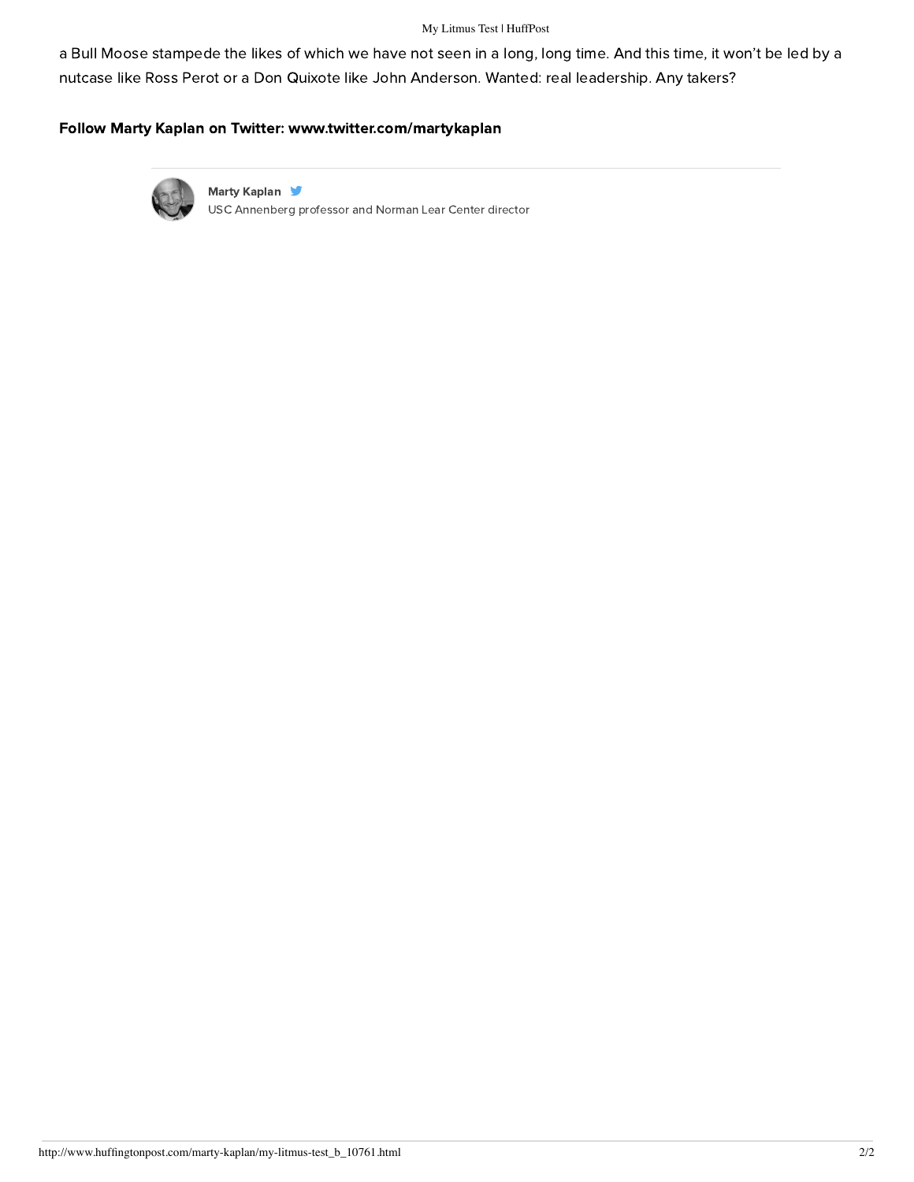a Bull Moose stampede the likes of which we have not seen in a long, long time. And this time, it won't be led by a nutcase like Ross Perot or a Don Quixote like John Anderson. Wanted: real leadership. Any takers?

**Follow Marty Kaplan on Twitter: www.twitter.com/martykaplan**

**Marty Kaplan**

USC Annenberg professor and Norman Lear Center director